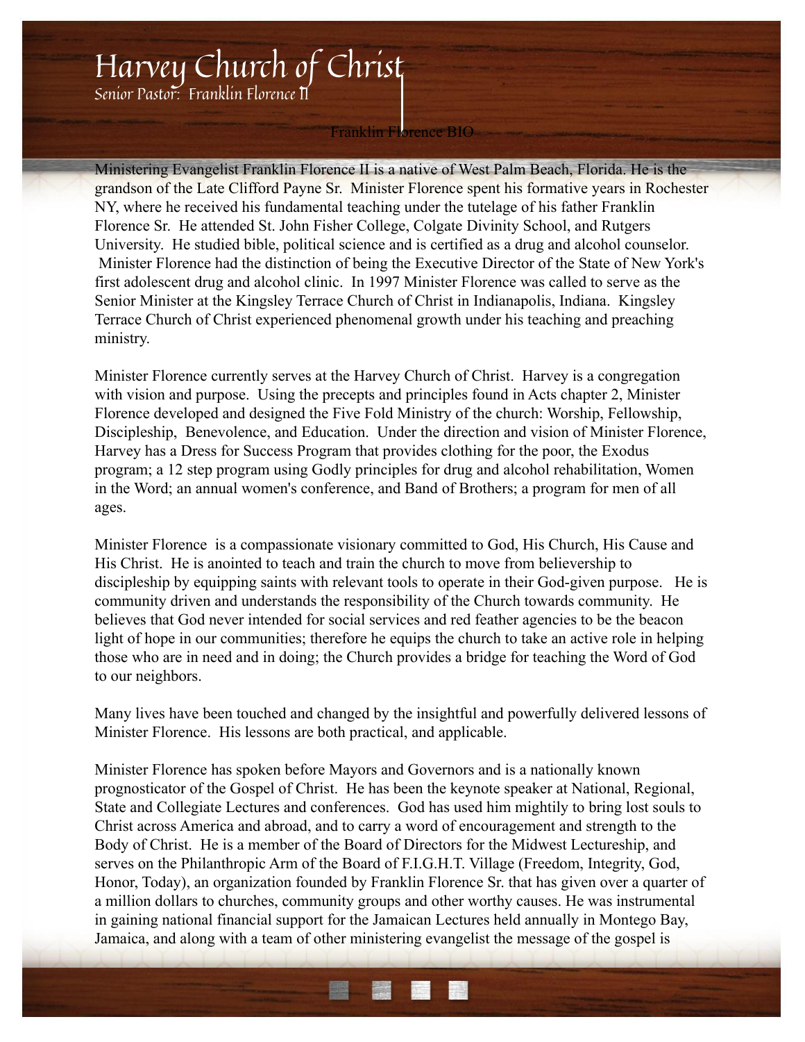# Harvey Church of Christ

Senior Pastor: Franklin Florence II

## Franklin Florence BIO

Ministering Evangelist Franklin Florence II is a native of West Palm Beach, Florida. He is the grandson of the Late Clifford Payne Sr. Minister Florence spent his formative years in Rochester NY, where he received his fundamental teaching under the tutelage of his father Franklin Florence Sr. He attended St. John Fisher College, Colgate Divinity School, and Rutgers University. He studied bible, political science and is certified as a drug and alcohol counselor. Minister Florence had the distinction of being the Executive Director of the State of New York's first adolescent drug and alcohol clinic. In 1997 Minister Florence was called to serve as the Senior Minister at the Kingsley Terrace Church of Christ in Indianapolis, Indiana. Kingsley Terrace Church of Christ experienced phenomenal growth under his teaching and preaching ministry.

Minister Florence currently serves at the Harvey Church of Christ. Harvey is a congregation with vision and purpose. Using the precepts and principles found in Acts chapter 2, Minister Florence developed and designed the Five Fold Ministry of the church: Worship, Fellowship, Discipleship, Benevolence, and Education. Under the direction and vision of Minister Florence, Harvey has a Dress for Success Program that provides clothing for the poor, the Exodus program; a 12 step program using Godly principles for drug and alcohol rehabilitation, Women in the Word; an annual women's conference, and Band of Brothers; a program for men of all ages.

Minister Florence is a compassionate visionary committed to God, His Church, His Cause and His Christ. He is anointed to teach and train the church to move from believership to discipleship by equipping saints with relevant tools to operate in their God-given purpose. He is community driven and understands the responsibility of the Church towards community. He believes that God never intended for social services and red feather agencies to be the beacon light of hope in our communities; therefore he equips the church to take an active role in helping those who are in need and in doing; the Church provides a bridge for teaching the Word of God to our neighbors.

Many lives have been touched and changed by the insightful and powerfully delivered lessons of Minister Florence. His lessons are both practical, and applicable.

Minister Florence has spoken before Mayors and Governors and is a nationally known prognosticator of the Gospel of Christ. He has been the keynote speaker at National, Regional, State and Collegiate Lectures and conferences. God has used him mightily to bring lost souls to Christ across America and abroad, and to carry a word of encouragement and strength to the Body of Christ. He is a member of the Board of Directors for the Midwest Lectureship, and serves on the Philanthropic Arm of the Board of F.I.G.H.T. Village (Freedom, Integrity, God, Honor, Today), an organization founded by Franklin Florence Sr. that has given over a quarter of a million dollars to churches, community groups and other worthy causes. He was instrumental in gaining national financial support for the Jamaican Lectures held annually in Montego Bay, Jamaica, and along with a team of other ministering evangelist the message of the gospel is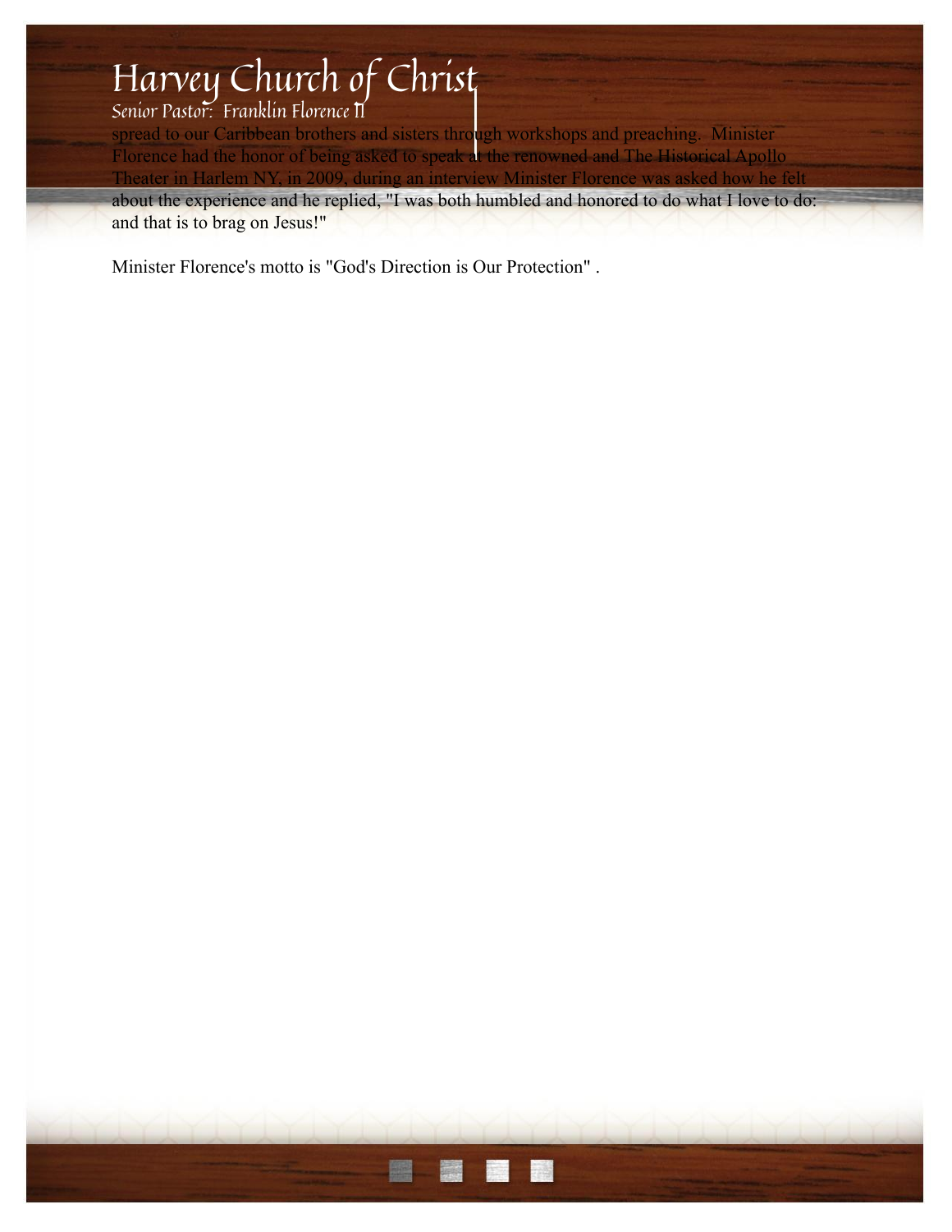spread to our Caribbean brothers and sisters through workshops and preaching. Minister Florence had the honor of being asked to speak at the renowned and The Historical Apollo Theater in Harlem NY, in 2009, during an interview Minister Florence was asked how he felt about the experience and he replied, "I was both humbled and honored to do what I love to do: and that is to brag on Jesus!"

Minister Florence's motto is "God's Direction is Our Protection" .